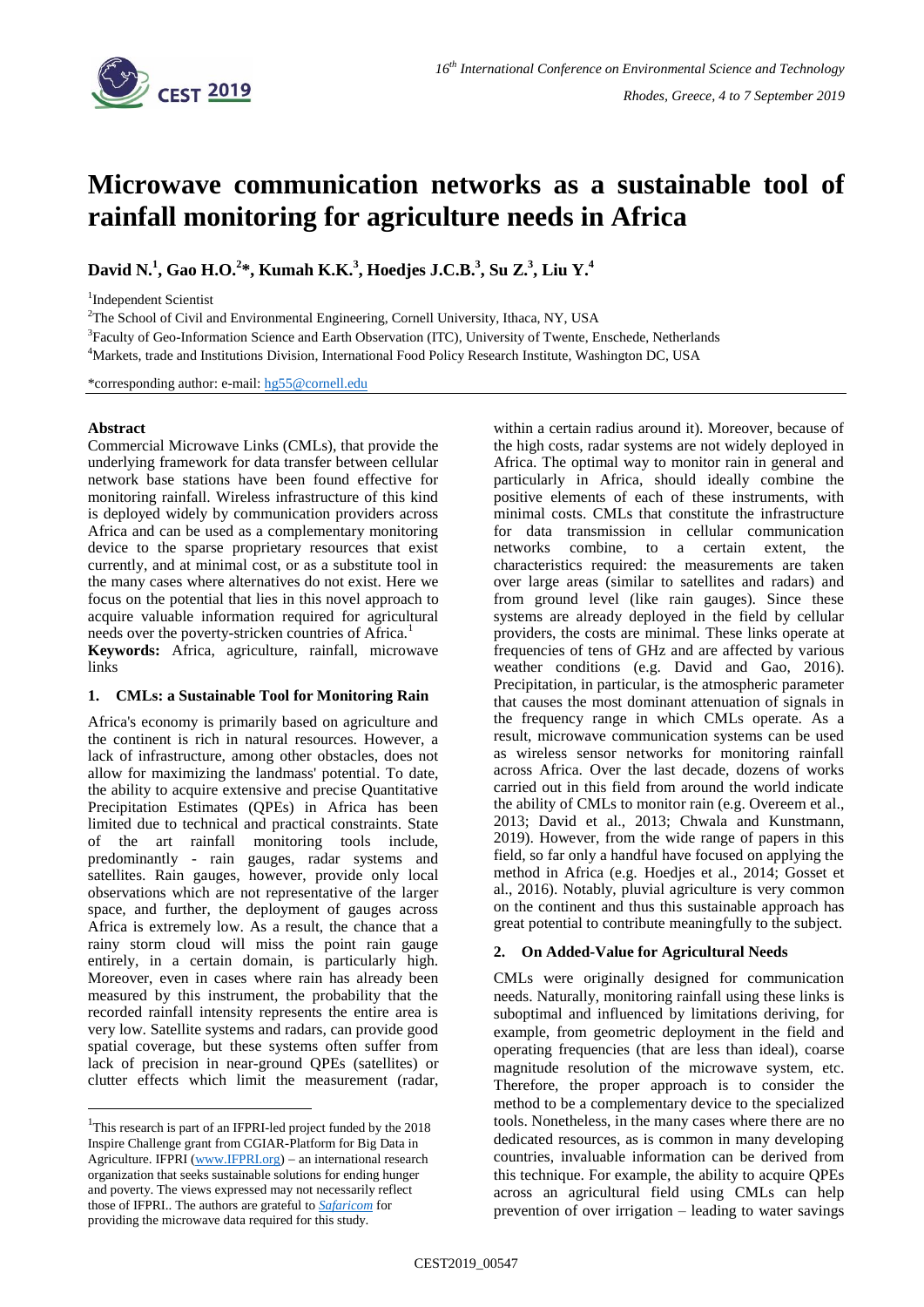# Microwave communication networks as a sustainable tool of rainfall monitoring for agriculture needs in Africa

**David N.[1], Gao H.O.[2]\*, Kumah K.K.[3], Hoedjes J.C.B.[3], Su Z.[3], Liu Y.[4]**

[1]Independent Scientist

[2]The School of Civil and Environmental Engineering, Cornell University, Ithaca, NY, USA

[3]Faculty of Geo-Information Science and Earth Observation (ITC), University of Twente, Enschede, Netherlands

[4]Markets, trade and Institutions Division, International Food Policy Research Institute, Washington DC, USA

\*corresponding author: e-mail: hg55@cornell.edu

**Abstract**

Commercial Microwave Links (CMLs), that provide the underlying framework for data transfer between cellular network base stations have been found effective for monitoring rainfall. Wireless infrastructure of this kind is deployed widely by communication providers across Africa and can be used as a complementary monitoring device to the sparse proprietary resources that exist currently, and at minimal cost, or as a substitute tool in the many cases where alternatives do not exist. Here we focus on the potential that lies in this novel approach to acquire valuable information required for agricultural needs over the poverty-stricken countries of Africa.[1]

**Keywords:** Africa, agriculture, rainfall, microwave links

## 1. CMLs: a Sustainable Tool for Monitoring Rain

Africa's economy is primarily based on agriculture and the continent is rich in natural resources. However, a lack of infrastructure, among other obstacles, does not allow for maximizing the landmass' potential. To date, the ability to acquire extensive and precise Quantitative Precipitation Estimates (QPEs) in Africa has been limited due to technical and practical constraints. State of the art rainfall monitoring tools include, predominantly - rain gauges, radar systems and satellites. Rain gauges, however, provide only local observations which are not representative of the larger space, and further, the deployment of gauges across Africa is extremely low. As a result, the chance that a rainy storm cloud will miss the point rain gauge entirely, in a certain domain, is particularly high. Moreover, even in cases where rain has already been measured by this instrument, the probability that the recorded rainfall intensity represents the entire area is very low. Satellite systems and radars, can provide good spatial coverage, but these systems often suffer from lack of precision in near-ground QPEs (satellites) or clutter effects which limit the measurement (radar, within a certain radius around it). Moreover, because of the high costs, radar systems are not widely deployed in Africa. The optimal way to monitor rain in general and particularly in Africa, should ideally combine the positive elements of each of these instruments, with minimal costs. CMLs that constitute the infrastructure for data transmission in cellular communication networks combine, to a certain extent, the characteristics required: the measurements are taken over large areas (similar to satellites and radars) and from ground level (like rain gauges). Since these systems are already deployed in the field by cellular providers, the costs are minimal. These links operate at frequencies of tens of GHz and are affected by various weather conditions (e.g. David and Gao, 2016). Precipitation, in particular, is the atmospheric parameter that causes the most dominant attenuation of signals in the frequency range in which CMLs operate. As a result, microwave communication systems can be used as wireless sensor networks for monitoring rainfall across Africa. Over the last decade, dozens of works carried out in this field from around the world indicate the ability of CMLs to monitor rain (e.g. Overeem et al., 2013; David et al., 2013; Chwala and Kunstmann, 2019). However, from the wide range of papers in this field, so far only a handful have focused on applying the method in Africa (e.g. Hoedjes et al., 2014; Gosset et al., 2016). Notably, pluvial agriculture is very common on the continent and thus this sustainable approach has great potential to contribute meaningfully to the subject.

## 2. On Added-Value for Agricultural Needs

CMLs were originally designed for communication needs. Naturally, monitoring rainfall using these links is suboptimal and influenced by limitations deriving, for example, from geometric deployment in the field and operating frequencies (that are less than ideal), coarse magnitude resolution of the microwave system, etc. Therefore, the proper approach is to consider the method to be a complementary device to the specialized tools. Nonetheless, in the many cases where there are no dedicated resources, as is common in many developing countries, invaluable information can be derived from this technique. For example, the ability to acquire QPEs across an agricultural field using CMLs can help prevention of over irrigation – leading to water savings

---

[1]This research is part of an IFPRI-led project funded by the 2018 Inspire Challenge grant from CGIAR-Platform for Big Data in Agriculture. IFPRI (www.IFPRI.org) – an international research organization that seeks sustainable solutions for ending hunger and poverty. The views expressed may not necessarily reflect those of IFPRI.. The authors are grateful to *Safaricom* for providing the microwave data required for this study.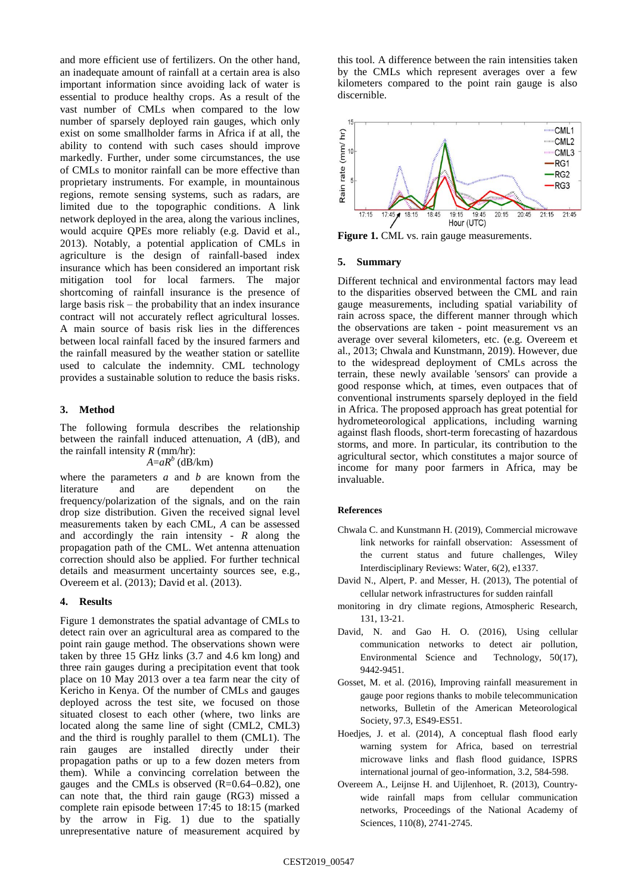and more efficient use of fertilizers. On the other hand, an inadequate amount of rainfall at a certain area is also important information since avoiding lack of water is essential to produce healthy crops. As a result of the vast number of CMLs when compared to the low number of sparsely deployed rain gauges, which only exist on some smallholder farms in Africa if at all, the ability to contend with such cases should improve markedly. Further, under some circumstances, the use of CMLs to monitor rainfall can be more effective than proprietary instruments. For example, in mountainous regions, remote sensing systems, such as radars, are limited due to the topographic conditions. A link network deployed in the area, along the various inclines, would acquire QPEs more reliably (e.g. David et al., 2013). Notably, a potential application of CMLs in agriculture is the design of rainfall-based index insurance which has been considered an important risk mitigation tool for local farmers. The major shortcoming of rainfall insurance is the presence of large basis risk – the probability that an index insurance contract will not accurately reflect agricultural losses. A main source of basis risk lies in the differences between local rainfall faced by the insured farmers and the rainfall measured by the weather station or satellite used to calculate the indemnity. CML technology provides a sustainable solution to reduce the basis risks.

## 3. Method

The following formula describes the relationship between the rainfall induced attenuation, $A$ (dB), and the rainfall intensity $R$ (mm/hr):

$$A = aR^b \text{ (dB/km)}$$

where the parameters $a$ and $b$ are known from the literature and are dependent on the frequency/polarization of the signals, and on the rain drop size distribution. Given the received signal level measurements taken by each CML, $A$ can be assessed and accordingly the rain intensity - $R$ along the propagation path of the CML. Wet antenna attenuation correction should also be applied. For further technical details and measurment uncertainty sources see, e.g., Overeem et al. (2013); David et al. (2013).

## 4. Results

Figure 1 demonstrates the spatial advantage of CMLs to detect rain over an agricultural area as compared to the point rain gauge method. The observations shown were taken by three 15 GHz links (3.7 and 4.6 km long) and three rain gauges during a precipitation event that took place on 10 May 2013 over a tea farm near the city of Kericho in Kenya. Of the number of CMLs and gauges deployed across the test site, we focused on those situated closest to each other (where, two links are located along the same line of sight (CML2, CML3) and the third is roughly parallel to them (CML1). The rain gauges are installed directly under their propagation paths or up to a few dozen meters from them). While a convincing correlation between the gauges and the CMLs is observed (R=0.64–0.82), one can note that, the third rain gauge (RG3) missed a complete rain episode between 17:45 to 18:15 (marked by the arrow in Fig. 1) due to the spatially unrepresentative nature of measurement acquired by this tool. A difference between the rain intensities taken by the CMLs which represent averages over a few kilometers compared to the point rain gauge is also discernible.

Rain rate (mm/ hr)
15
10
5
17:15 17:45 18:15 18:45 19:15 19:45 20:15 20:45 21:15 21:45
Hour (UTC)
CML1
CML2
CML3
RG1
RG2
RG3

**Figure 1.** CML vs. rain gauge measurements.

## 5. Summary

Different technical and environmental factors may lead to the disparities observed between the CML and rain gauge measurements, including spatial variability of rain across space, the different manner through which the observations are taken - point measurement vs an average over several kilometers, etc. (e.g. Overeem et al., 2013; Chwala and Kunstmann, 2019). However, due to the widespread deployment of CMLs across the terrain, these newly available 'sensors' can provide a good response which, at times, even outpaces that of conventional instruments sparsely deployed in the field in Africa. The proposed approach has great potential for hydrometeorological applications, including warning against flash floods, short-term forecasting of hazardous storms, and more. In particular, its contribution to the agricultural sector, which constitutes a major source of income for many poor farmers in Africa, may be invaluable.

### References

Chwala C. and Kunstmann H. (2019), Commercial microwave link networks for rainfall observation: Assessment of the current status and future challenges, Wiley Interdisciplinary Reviews: Water, 6(2), e1337.

David N., Alpert, P. and Messer, H. (2013), The potential of cellular network infrastructures for sudden rainfall monitoring in dry climate regions, Atmospheric Research, 131, 13-21.

David, N. and Gao H. O. (2016), Using cellular communication networks to detect air pollution, Environmental Science and Technology, 50(17), 9442-9451.

Gosset, M. et al. (2016), Improving rainfall measurement in gauge poor regions thanks to mobile telecommunication networks, Bulletin of the American Meteorological Society, 97.3, ES49-ES51.

Hoedjes, J. et al. (2014), A conceptual flash flood early warning system for Africa, based on terrestrial microwave links and flash flood guidance, ISPRS international journal of geo-information, 3.2, 584-598.

Overeem A., Leijnse H. and Uijlenhoet, R. (2013), Country-wide rainfall maps from cellular communication networks, Proceedings of the National Academy of Sciences, 110(8), 2741-2745.